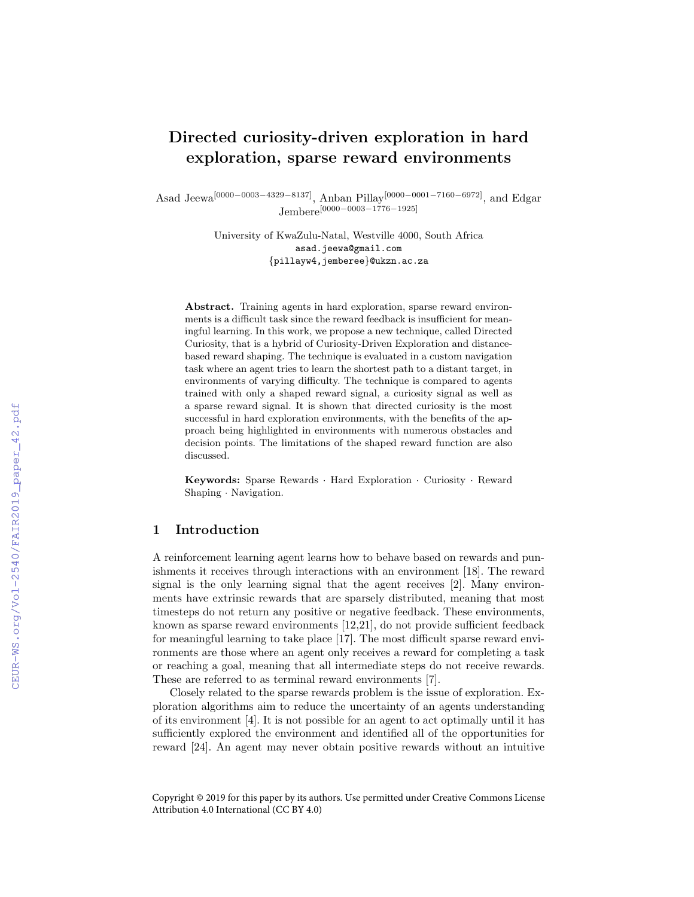# Directed curiosity-driven exploration in hard exploration, sparse reward environments

Asad Jeewa[0000−0003−4329−8137], Anban Pillay[0000−0001−7160−6972], and Edgar Jembere[0000−0003−1776−1925]

University of KwaZulu-Natal, Westville 4000, South Africa
asad.jeewa@gmail.com
{pillayw4,jemberee}@ukzn.ac.za

**Abstract.** Training agents in hard exploration, sparse reward environments is a difficult task since the reward feedback is insufficient for meaningful learning. In this work, we propose a new technique, called Directed Curiosity, that is a hybrid of Curiosity-Driven Exploration and distance-based reward shaping. The technique is evaluated in a custom navigation task where an agent tries to learn the shortest path to a distant target, in environments of varying difficulty. The technique is compared to agents trained with only a shaped reward signal, a curiosity signal as well as a sparse reward signal. It is shown that directed curiosity is the most successful in hard exploration environments, with the benefits of the approach being highlighted in environments with numerous obstacles and decision points. The limitations of the shaped reward function are also discussed.

**Keywords:** Sparse Rewards · Hard Exploration · Curiosity · Reward Shaping · Navigation.

## 1 Introduction

A reinforcement learning agent learns how to behave based on rewards and punishments it receives through interactions with an environment [18]. The reward signal is the only learning signal that the agent receives [2]. Many environments have extrinsic rewards that are sparsely distributed, meaning that most timesteps do not return any positive or negative feedback. These environments, known as sparse reward environments [12,21], do not provide sufficient feedback for meaningful learning to take place [17]. The most difficult sparse reward environments are those where an agent only receives a reward for completing a task or reaching a goal, meaning that all intermediate steps do not receive rewards. These are referred to as terminal reward environments [7].

Closely related to the sparse rewards problem is the issue of exploration. Exploration algorithms aim to reduce the uncertainty of an agents understanding of its environment [4]. It is not possible for an agent to act optimally until it has sufficiently explored the environment and identified all of the opportunities for reward [24]. An agent may never obtain positive rewards without an intuitive

Copyright © 2019 for this paper by its authors. Use permitted under Creative Commons License Attribution 4.0 International (CC BY 4.0)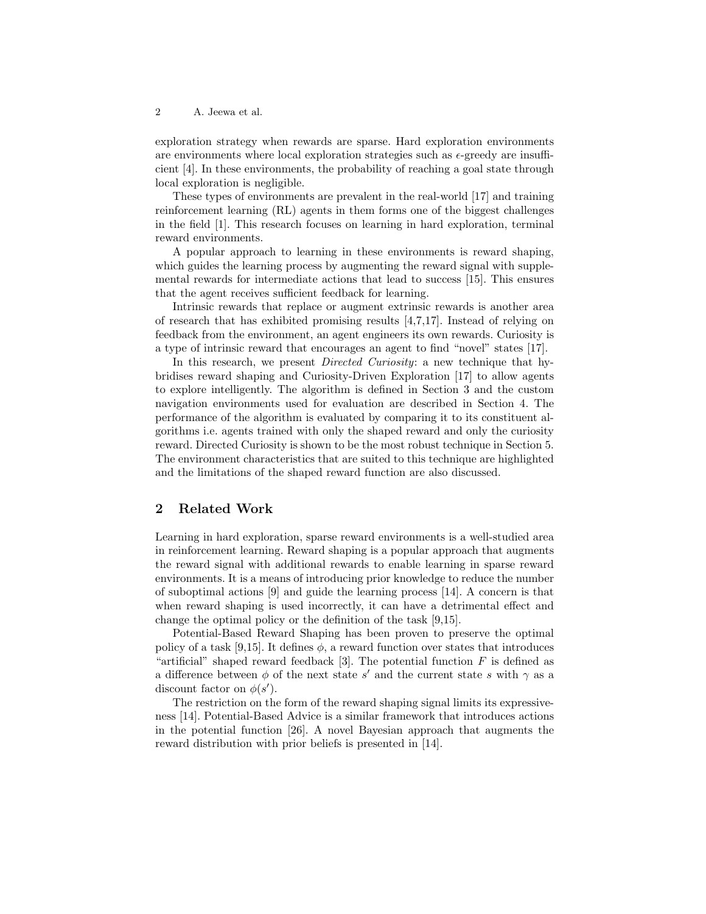exploration strategy when rewards are sparse. Hard exploration environments are environments where local exploration strategies such as $\epsilon$-greedy are insufficient [4]. In these environments, the probability of reaching a goal state through local exploration is negligible.

These types of environments are prevalent in the real-world [17] and training reinforcement learning (RL) agents in them forms one of the biggest challenges in the field [1]. This research focuses on learning in hard exploration, terminal reward environments.

A popular approach to learning in these environments is reward shaping, which guides the learning process by augmenting the reward signal with supplemental rewards for intermediate actions that lead to success [15]. This ensures that the agent receives sufficient feedback for learning.

Intrinsic rewards that replace or augment extrinsic rewards is another area of research that has exhibited promising results [4,7,17]. Instead of relying on feedback from the environment, an agent engineers its own rewards. Curiosity is a type of intrinsic reward that encourages an agent to find "novel" states [17].

In this research, we present *Directed Curiosity*: a new technique that hybridises reward shaping and Curiosity-Driven Exploration [17] to allow agents to explore intelligently. The algorithm is defined in Section 3 and the custom navigation environments used for evaluation are described in Section 4. The performance of the algorithm is evaluated by comparing it to its constituent algorithms i.e. agents trained with only the shaped reward and only the curiosity reward. Directed Curiosity is shown to be the most robust technique in Section 5. The environment characteristics that are suited to this technique are highlighted and the limitations of the shaped reward function are also discussed.

## 2 Related Work

Learning in hard exploration, sparse reward environments is a well-studied area in reinforcement learning. Reward shaping is a popular approach that augments the reward signal with additional rewards to enable learning in sparse reward environments. It is a means of introducing prior knowledge to reduce the number of suboptimal actions [9] and guide the learning process [14]. A concern is that when reward shaping is used incorrectly, it can have a detrimental effect and change the optimal policy or the definition of the task [9,15].

Potential-Based Reward Shaping has been proven to preserve the optimal policy of a task [9,15]. It defines $\phi$, a reward function over states that introduces "artificial" shaped reward feedback [3]. The potential function $F$ is defined as a difference between $\phi$ of the next state $s'$ and the current state $s$ with $\gamma$ as a discount factor on $\phi(s')$.

The restriction on the form of the reward shaping signal limits its expressiveness [14]. Potential-Based Advice is a similar framework that introduces actions in the potential function [26]. A novel Bayesian approach that augments the reward distribution with prior beliefs is presented in [14].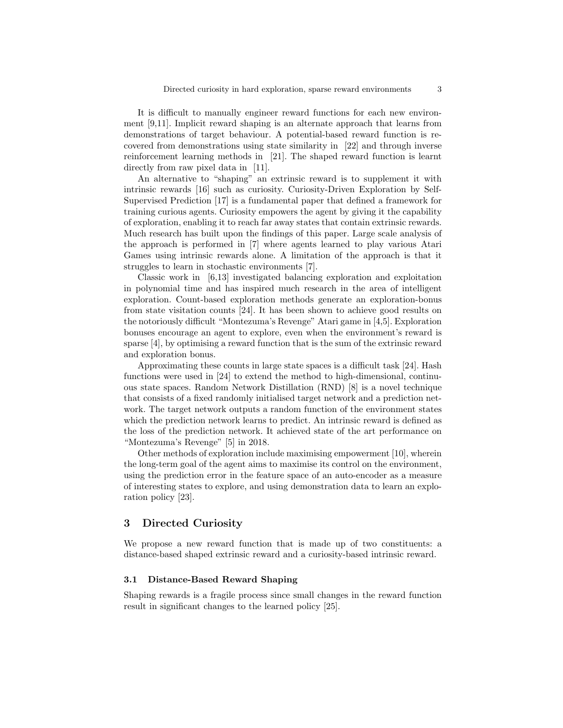It is difficult to manually engineer reward functions for each new environment [9,11]. Implicit reward shaping is an alternate approach that learns from demonstrations of target behaviour. A potential-based reward function is recovered from demonstrations using state similarity in [22] and through inverse reinforcement learning methods in [21]. The shaped reward function is learnt directly from raw pixel data in [11].

An alternative to "shaping" an extrinsic reward is to supplement it with intrinsic rewards [16] such as curiosity. Curiosity-Driven Exploration by Self-Supervised Prediction [17] is a fundamental paper that defined a framework for training curious agents. Curiosity empowers the agent by giving it the capability of exploration, enabling it to reach far away states that contain extrinsic rewards. Much research has built upon the findings of this paper. Large scale analysis of the approach is performed in [7] where agents learned to play various Atari Games using intrinsic rewards alone. A limitation of the approach is that it struggles to learn in stochastic environments [7].

Classic work in [6,13] investigated balancing exploration and exploitation in polynomial time and has inspired much research in the area of intelligent exploration. Count-based exploration methods generate an exploration-bonus from state visitation counts [24]. It has been shown to achieve good results on the notoriously difficult "Montezuma's Revenge" Atari game in [4,5]. Exploration bonuses encourage an agent to explore, even when the environment's reward is sparse [4], by optimising a reward function that is the sum of the extrinsic reward and exploration bonus.

Approximating these counts in large state spaces is a difficult task [24]. Hash functions were used in [24] to extend the method to high-dimensional, continuous state spaces. Random Network Distillation (RND) [8] is a novel technique that consists of a fixed randomly initialised target network and a prediction network. The target network outputs a random function of the environment states which the prediction network learns to predict. An intrinsic reward is defined as the loss of the prediction network. It achieved state of the art performance on "Montezuma's Revenge" [5] in 2018.

Other methods of exploration include maximising empowerment [10], wherein the long-term goal of the agent aims to maximise its control on the environment, using the prediction error in the feature space of an auto-encoder as a measure of interesting states to explore, and using demonstration data to learn an exploration policy [23].

## 3 Directed Curiosity

We propose a new reward function that is made up of two constituents: a distance-based shaped extrinsic reward and a curiosity-based intrinsic reward.

### 3.1 Distance-Based Reward Shaping

Shaping rewards is a fragile process since small changes in the reward function result in significant changes to the learned policy [25].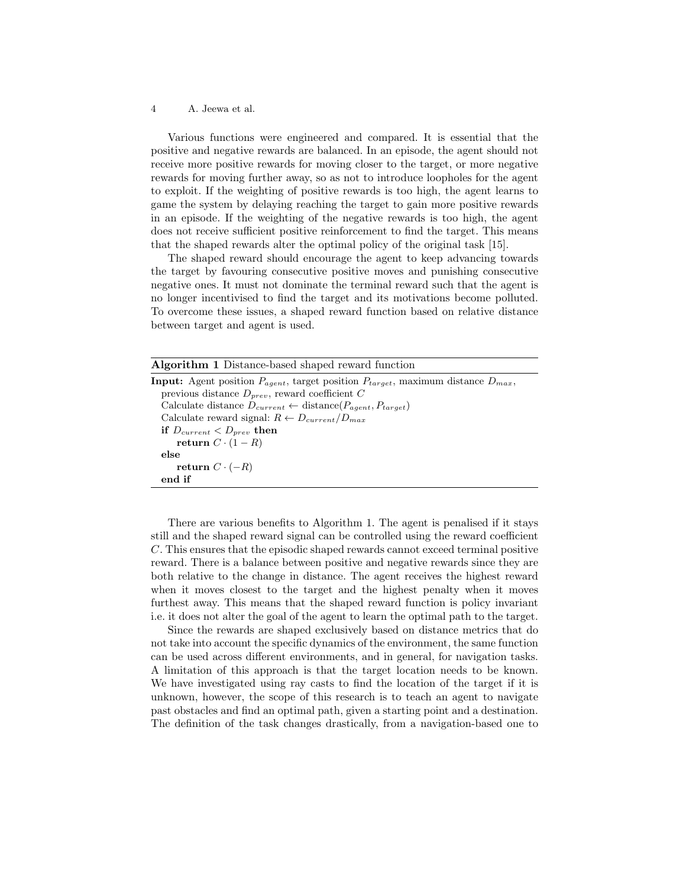Various functions were engineered and compared. It is essential that the positive and negative rewards are balanced. In an episode, the agent should not receive more positive rewards for moving closer to the target, or more negative rewards for moving further away, so as not to introduce loopholes for the agent to exploit. If the weighting of positive rewards is too high, the agent learns to game the system by delaying reaching the target to gain more positive rewards in an episode. If the weighting of the negative rewards is too high, the agent does not receive sufficient positive reinforcement to find the target. This means that the shaped rewards alter the optimal policy of the original task [15].

The shaped reward should encourage the agent to keep advancing towards the target by favouring consecutive positive moves and punishing consecutive negative ones. It must not dominate the terminal reward such that the agent is no longer incentivised to find the target and its motivations become polluted. To overcome these issues, a shaped reward function based on relative distance between target and agent is used.

**Algorithm 1** Distance-based shaped reward function

**Input:** Agent position $P_{agent}$, target position $P_{target}$, maximum distance $D_{max}$, previous distance $D_{prev}$, reward coefficient $C$

Calculate distance $D_{current} \leftarrow \text{distance}(P_{agent}, P_{target})$  
Calculate reward signal: $R \leftarrow D_{current}/D_{max}$  
**if** $D_{current} < D_{prev}$ **then**  
  **return** $C \cdot (1 - R)$  
**else**  
  **return** $C \cdot (-R)$  
**end if**

There are various benefits to Algorithm 1. The agent is penalised if it stays still and the shaped reward signal can be controlled using the reward coefficient $C$. This ensures that the episodic shaped rewards cannot exceed terminal positive reward. There is a balance between positive and negative rewards since they are both relative to the change in distance. The agent receives the highest reward when it moves closest to the target and the highest penalty when it moves furthest away. This means that the shaped reward function is policy invariant i.e. it does not alter the goal of the agent to learn the optimal path to the target.

Since the rewards are shaped exclusively based on distance metrics that do not take into account the specific dynamics of the environment, the same function can be used across different environments, and in general, for navigation tasks. A limitation of this approach is that the target location needs to be known. We have investigated using ray casts to find the location of the target if it is unknown, however, the scope of this research is to teach an agent to navigate past obstacles and find an optimal path, given a starting point and a destination. The definition of the task changes drastically, from a navigation-based one to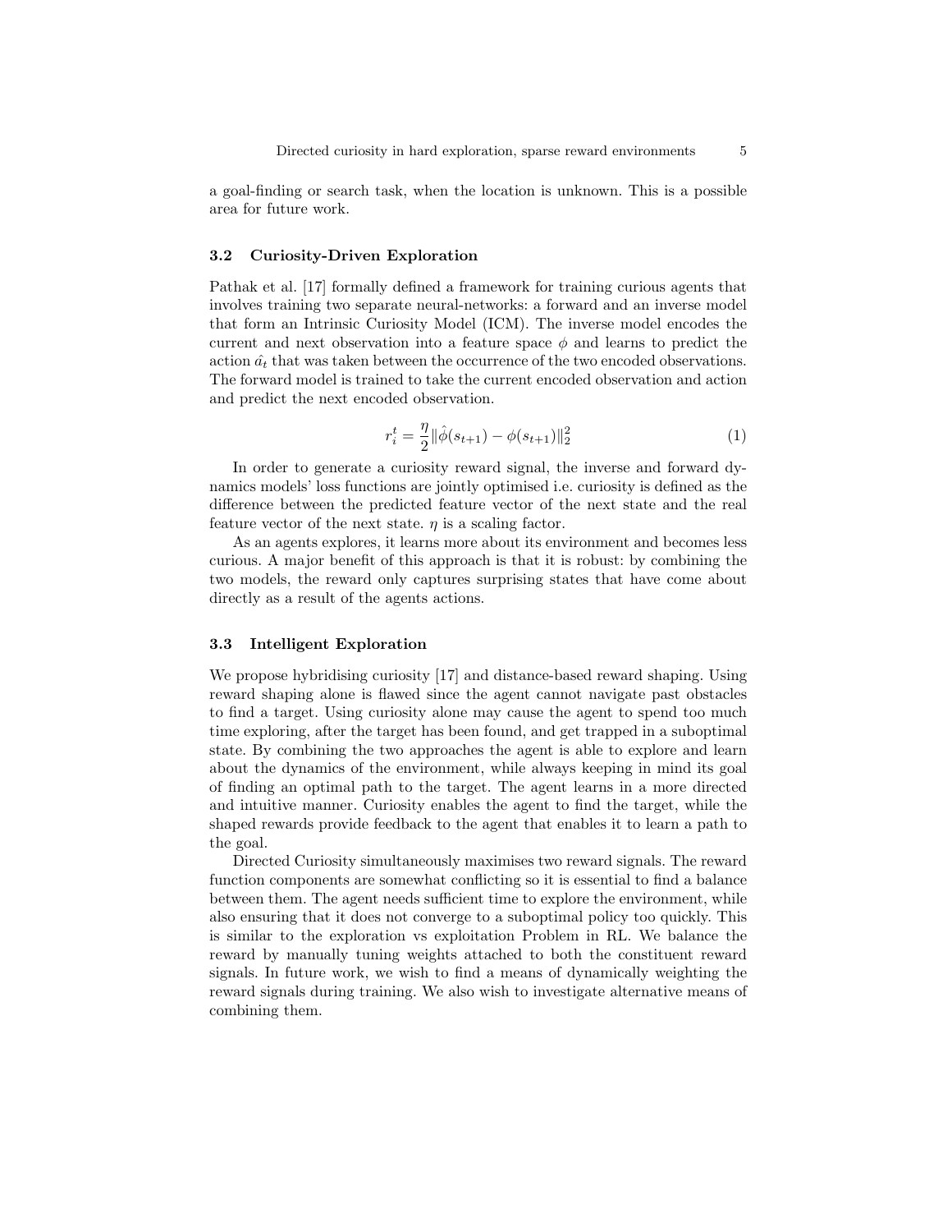a goal-finding or search task, when the location is unknown. This is a possible area for future work.

### 3.2 Curiosity-Driven Exploration

Pathak et al. [17] formally defined a framework for training curious agents that involves training two separate neural-networks: a forward and an inverse model that form an Intrinsic Curiosity Model (ICM). The inverse model encodes the current and next observation into a feature space $\phi$ and learns to predict the action $\hat{a_t}$ that was taken between the occurrence of the two encoded observations. The forward model is trained to take the current encoded observation and action and predict the next encoded observation.

$$r_i^t = \frac{\eta}{2} \|\hat{\phi}(s_{t+1}) - \phi(s_{t+1})\|_2^2 \tag{1}$$

In order to generate a curiosity reward signal, the inverse and forward dynamics models' loss functions are jointly optimised i.e. curiosity is defined as the difference between the predicted feature vector of the next state and the real feature vector of the next state. $\eta$ is a scaling factor.

As an agents explores, it learns more about its environment and becomes less curious. A major benefit of this approach is that it is robust: by combining the two models, the reward only captures surprising states that have come about directly as a result of the agents actions.

### 3.3 Intelligent Exploration

We propose hybridising curiosity [17] and distance-based reward shaping. Using reward shaping alone is flawed since the agent cannot navigate past obstacles to find a target. Using curiosity alone may cause the agent to spend too much time exploring, after the target has been found, and get trapped in a suboptimal state. By combining the two approaches the agent is able to explore and learn about the dynamics of the environment, while always keeping in mind its goal of finding an optimal path to the target. The agent learns in a more directed and intuitive manner. Curiosity enables the agent to find the target, while the shaped rewards provide feedback to the agent that enables it to learn a path to the goal.

Directed Curiosity simultaneously maximises two reward signals. The reward function components are somewhat conflicting so it is essential to find a balance between them. The agent needs sufficient time to explore the environment, while also ensuring that it does not converge to a suboptimal policy too quickly. This is similar to the exploration vs exploitation Problem in RL. We balance the reward by manually tuning weights attached to both the constituent reward signals. In future work, we wish to find a means of dynamically weighting the reward signals during training. We also wish to investigate alternative means of combining them.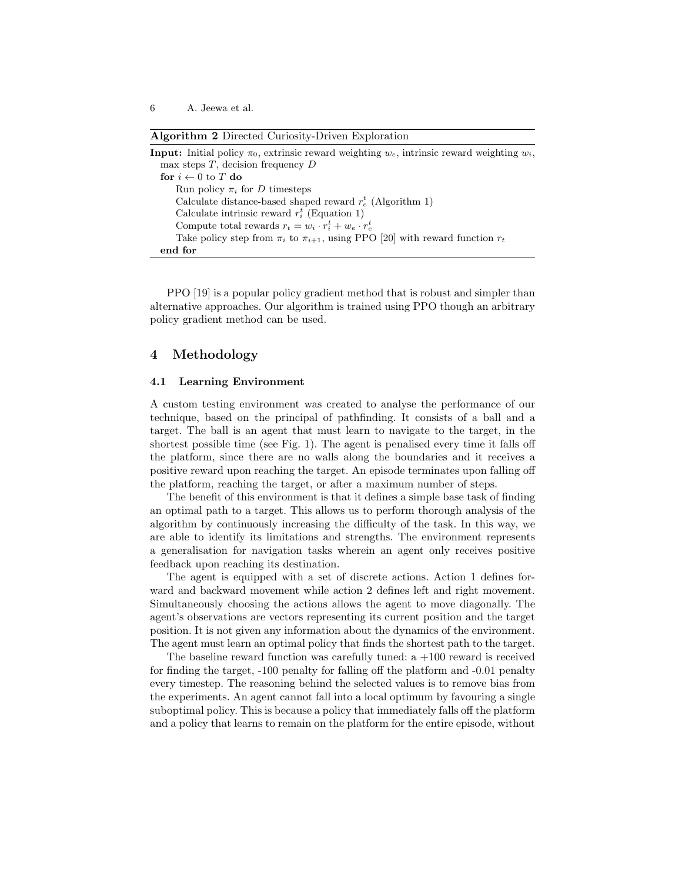**Algorithm 2** Directed Curiosity-Driven Exploration

```
Input: Initial policy π_0, extrinsic reward weighting w_e, intrinsic reward weighting w_i,
  max steps T, decision frequency D
  for i ← 0 to T do
      Run policy π_i for D timesteps
      Calculate distance-based shaped reward r_e^t (Algorithm 1)
      Calculate intrinsic reward r_i^t (Equation 1)
      Compute total rewards r_t = w_i · r_i^t + w_e · r_e^t
      Take policy step from π_i to π_{i+1}, using PPO [20] with reward function r_t
  end for
```

PPO [19] is a popular policy gradient method that is robust and simpler than alternative approaches. Our algorithm is trained using PPO though an arbitrary policy gradient method can be used.

## 4 Methodology

### 4.1 Learning Environment

A custom testing environment was created to analyse the performance of our technique, based on the principal of pathfinding. It consists of a ball and a target. The ball is an agent that must learn to navigate to the target, in the shortest possible time (see Fig. 1). The agent is penalised every time it falls off the platform, since there are no walls along the boundaries and it receives a positive reward upon reaching the target. An episode terminates upon falling off the platform, reaching the target, or after a maximum number of steps.

The benefit of this environment is that it defines a simple base task of finding an optimal path to a target. This allows us to perform thorough analysis of the algorithm by continuously increasing the difficulty of the task. In this way, we are able to identify its limitations and strengths. The environment represents a generalisation for navigation tasks wherein an agent only receives positive feedback upon reaching its destination.

The agent is equipped with a set of discrete actions. Action 1 defines forward and backward movement while action 2 defines left and right movement. Simultaneously choosing the actions allows the agent to move diagonally. The agent's observations are vectors representing its current position and the target position. It is not given any information about the dynamics of the environment. The agent must learn an optimal policy that finds the shortest path to the target.

The baseline reward function was carefully tuned: a +100 reward is received for finding the target, -100 penalty for falling off the platform and -0.01 penalty every timestep. The reasoning behind the selected values is to remove bias from the experiments. An agent cannot fall into a local optimum by favouring a single suboptimal policy. This is because a policy that immediately falls off the platform and a policy that learns to remain on the platform for the entire episode, without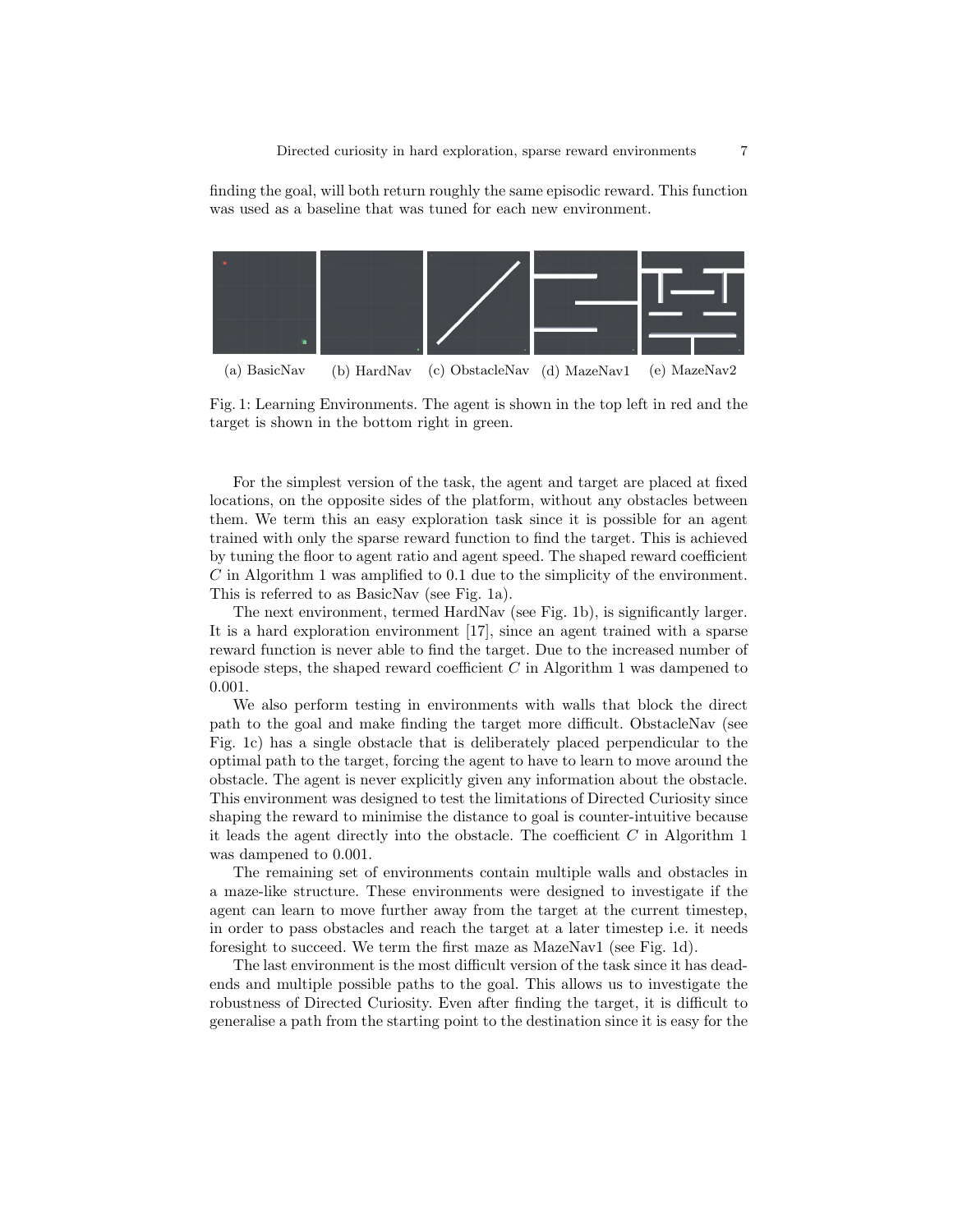finding the goal, will both return roughly the same episodic reward. This function was used as a baseline that was tuned for each new environment.

(a) BasicNav (b) HardNav (c) ObstacleNav (d) MazeNav1 (e) MazeNav2

Fig. 1: Learning Environments. The agent is shown in the top left in red and the target is shown in the bottom right in green.

For the simplest version of the task, the agent and target are placed at fixed locations, on the opposite sides of the platform, without any obstacles between them. We term this an easy exploration task since it is possible for an agent trained with only the sparse reward function to find the target. This is achieved by tuning the floor to agent ratio and agent speed. The shaped reward coefficient $C$ in Algorithm 1 was amplified to 0.1 due to the simplicity of the environment. This is referred to as BasicNav (see Fig. 1a).

The next environment, termed HardNav (see Fig. 1b), is significantly larger. It is a hard exploration environment [17], since an agent trained with a sparse reward function is never able to find the target. Due to the increased number of episode steps, the shaped reward coefficient $C$ in Algorithm 1 was dampened to 0.001.

We also perform testing in environments with walls that block the direct path to the goal and make finding the target more difficult. ObstacleNav (see Fig. 1c) has a single obstacle that is deliberately placed perpendicular to the optimal path to the target, forcing the agent to have to learn to move around the obstacle. The agent is never explicitly given any information about the obstacle. This environment was designed to test the limitations of Directed Curiosity since shaping the reward to minimise the distance to goal is counter-intuitive because it leads the agent directly into the obstacle. The coefficient $C$ in Algorithm 1 was dampened to 0.001.

The remaining set of environments contain multiple walls and obstacles in a maze-like structure. These environments were designed to investigate if the agent can learn to move further away from the target at the current timestep, in order to pass obstacles and reach the target at a later timestep i.e. it needs foresight to succeed. We term the first maze as MazeNav1 (see Fig. 1d).

The last environment is the most difficult version of the task since it has dead-ends and multiple possible paths to the goal. This allows us to investigate the robustness of Directed Curiosity. Even after finding the target, it is difficult to generalise a path from the starting point to the destination since it is easy for the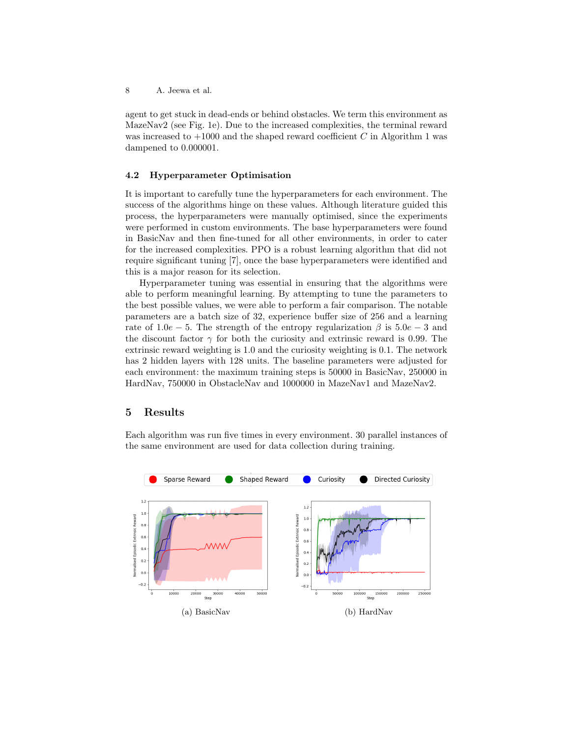agent to get stuck in dead-ends or behind obstacles. We term this environment as MazeNav2 (see Fig. 1e). Due to the increased complexities, the terminal reward was increased to +1000 and the shaped reward coefficient $C$ in Algorithm 1 was dampened to 0.000001.

### 4.2 Hyperparameter Optimisation

It is important to carefully tune the hyperparameters for each environment. The success of the algorithms hinge on these values. Although literature guided this process, the hyperparameters were manually optimised, since the experiments were performed in custom environments. The base hyperparameters were found in BasicNav and then fine-tuned for all other environments, in order to cater for the increased complexities. PPO is a robust learning algorithm that did not require significant tuning [7], once the base hyperparameters were identified and this is a major reason for its selection.

Hyperparameter tuning was essential in ensuring that the algorithms were able to perform meaningful learning. By attempting to tune the parameters to the best possible values, we were able to perform a fair comparison. The notable parameters are a batch size of 32, experience buffer size of 256 and a learning rate of $1.0e-5$. The strength of the entropy regularization $\beta$ is $5.0e-3$ and the discount factor $\gamma$ for both the curiosity and extrinsic reward is 0.99. The extrinsic reward weighting is 1.0 and the curiosity weighting is 0.1. The network has 2 hidden layers with 128 units. The baseline parameters were adjusted for each environment: the maximum training steps is 50000 in BasicNav, 250000 in HardNav, 750000 in ObstacleNav and 1000000 in MazeNav1 and MazeNav2.

## 5 Results

Each algorithm was run five times in every environment. 30 parallel instances of the same environment are used for data collection during training.

(a) BasicNav

(b) HardNav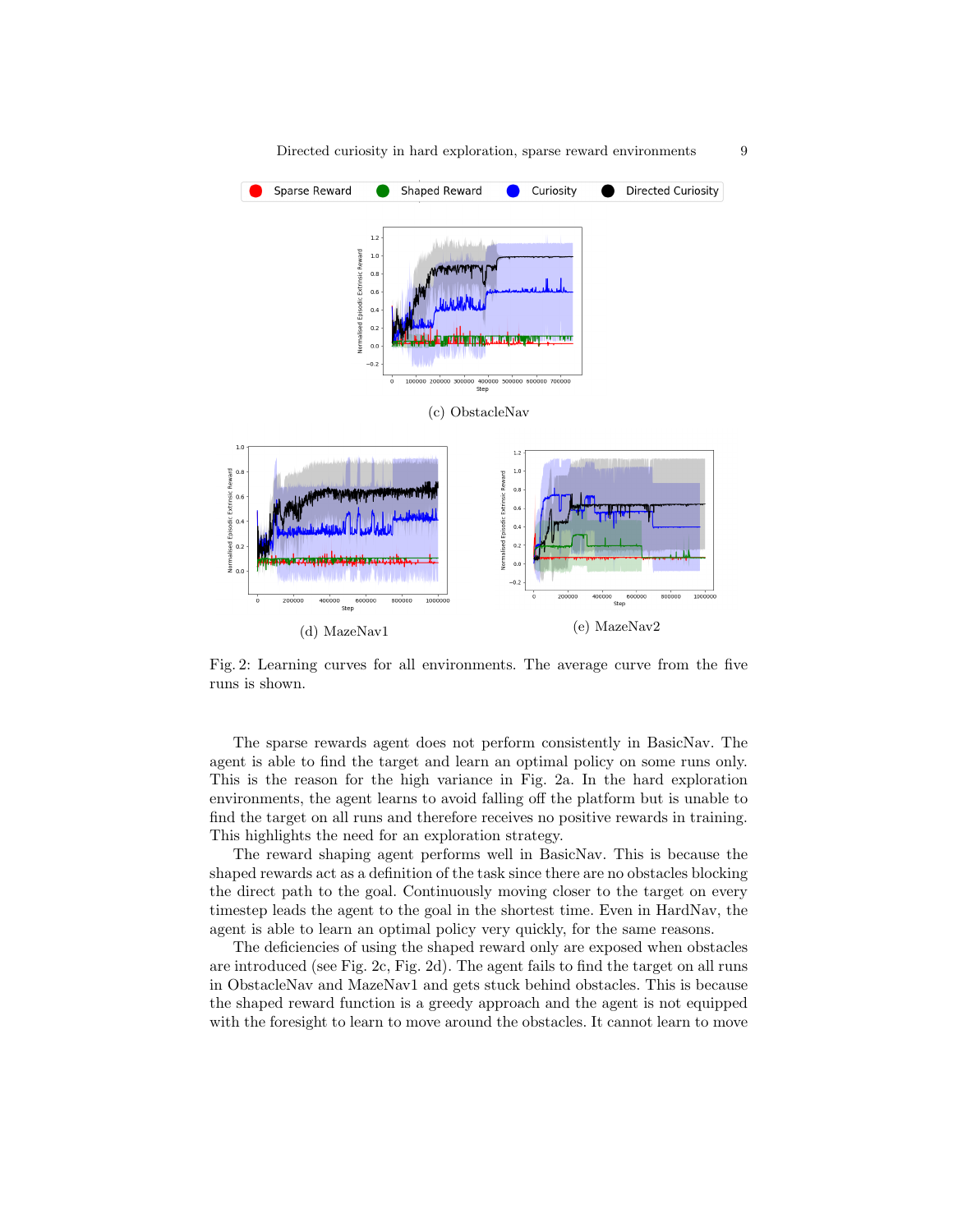(c) ObstacleNav

(d) MazeNav1

(e) MazeNav2

Fig. 2: Learning curves for all environments. The average curve from the five runs is shown.

The sparse rewards agent does not perform consistently in BasicNav. The agent is able to find the target and learn an optimal policy on some runs only. This is the reason for the high variance in Fig. 2a. In the hard exploration environments, the agent learns to avoid falling off the platform but is unable to find the target on all runs and therefore receives no positive rewards in training. This highlights the need for an exploration strategy.

The reward shaping agent performs well in BasicNav. This is because the shaped rewards act as a definition of the task since there are no obstacles blocking the direct path to the goal. Continuously moving closer to the target on every timestep leads the agent to the goal in the shortest time. Even in HardNav, the agent is able to learn an optimal policy very quickly, for the same reasons.

The deficiencies of using the shaped reward only are exposed when obstacles are introduced (see Fig. 2c, Fig. 2d). The agent fails to find the target on all runs in ObstacleNav and MazeNav1 and gets stuck behind obstacles. This is because the shaped reward function is a greedy approach and the agent is not equipped with the foresight to learn to move around the obstacles. It cannot learn to move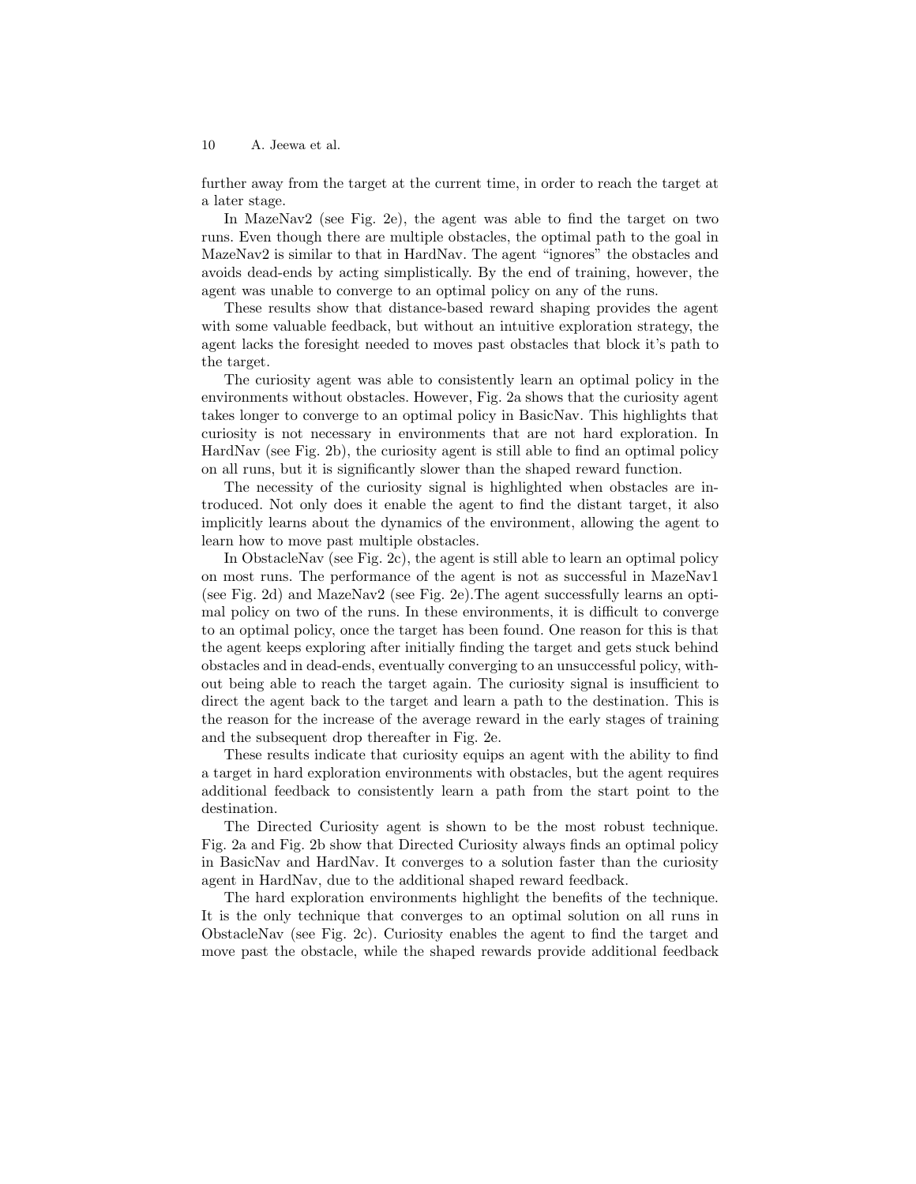further away from the target at the current time, in order to reach the target at a later stage.

In MazeNav2 (see Fig. 2e), the agent was able to find the target on two runs. Even though there are multiple obstacles, the optimal path to the goal in MazeNav2 is similar to that in HardNav. The agent "ignores" the obstacles and avoids dead-ends by acting simplistically. By the end of training, however, the agent was unable to converge to an optimal policy on any of the runs.

These results show that distance-based reward shaping provides the agent with some valuable feedback, but without an intuitive exploration strategy, the agent lacks the foresight needed to moves past obstacles that block it's path to the target.

The curiosity agent was able to consistently learn an optimal policy in the environments without obstacles. However, Fig. 2a shows that the curiosity agent takes longer to converge to an optimal policy in BasicNav. This highlights that curiosity is not necessary in environments that are not hard exploration. In HardNav (see Fig. 2b), the curiosity agent is still able to find an optimal policy on all runs, but it is significantly slower than the shaped reward function.

The necessity of the curiosity signal is highlighted when obstacles are introduced. Not only does it enable the agent to find the distant target, it also implicitly learns about the dynamics of the environment, allowing the agent to learn how to move past multiple obstacles.

In ObstacleNav (see Fig. 2c), the agent is still able to learn an optimal policy on most runs. The performance of the agent is not as successful in MazeNav1 (see Fig. 2d) and MazeNav2 (see Fig. 2e).The agent successfully learns an optimal policy on two of the runs. In these environments, it is difficult to converge to an optimal policy, once the target has been found. One reason for this is that the agent keeps exploring after initially finding the target and gets stuck behind obstacles and in dead-ends, eventually converging to an unsuccessful policy, without being able to reach the target again. The curiosity signal is insufficient to direct the agent back to the target and learn a path to the destination. This is the reason for the increase of the average reward in the early stages of training and the subsequent drop thereafter in Fig. 2e.

These results indicate that curiosity equips an agent with the ability to find a target in hard exploration environments with obstacles, but the agent requires additional feedback to consistently learn a path from the start point to the destination.

The Directed Curiosity agent is shown to be the most robust technique. Fig. 2a and Fig. 2b show that Directed Curiosity always finds an optimal policy in BasicNav and HardNav. It converges to a solution faster than the curiosity agent in HardNav, due to the additional shaped reward feedback.

The hard exploration environments highlight the benefits of the technique. It is the only technique that converges to an optimal solution on all runs in ObstacleNav (see Fig. 2c). Curiosity enables the agent to find the target and move past the obstacle, while the shaped rewards provide additional feedback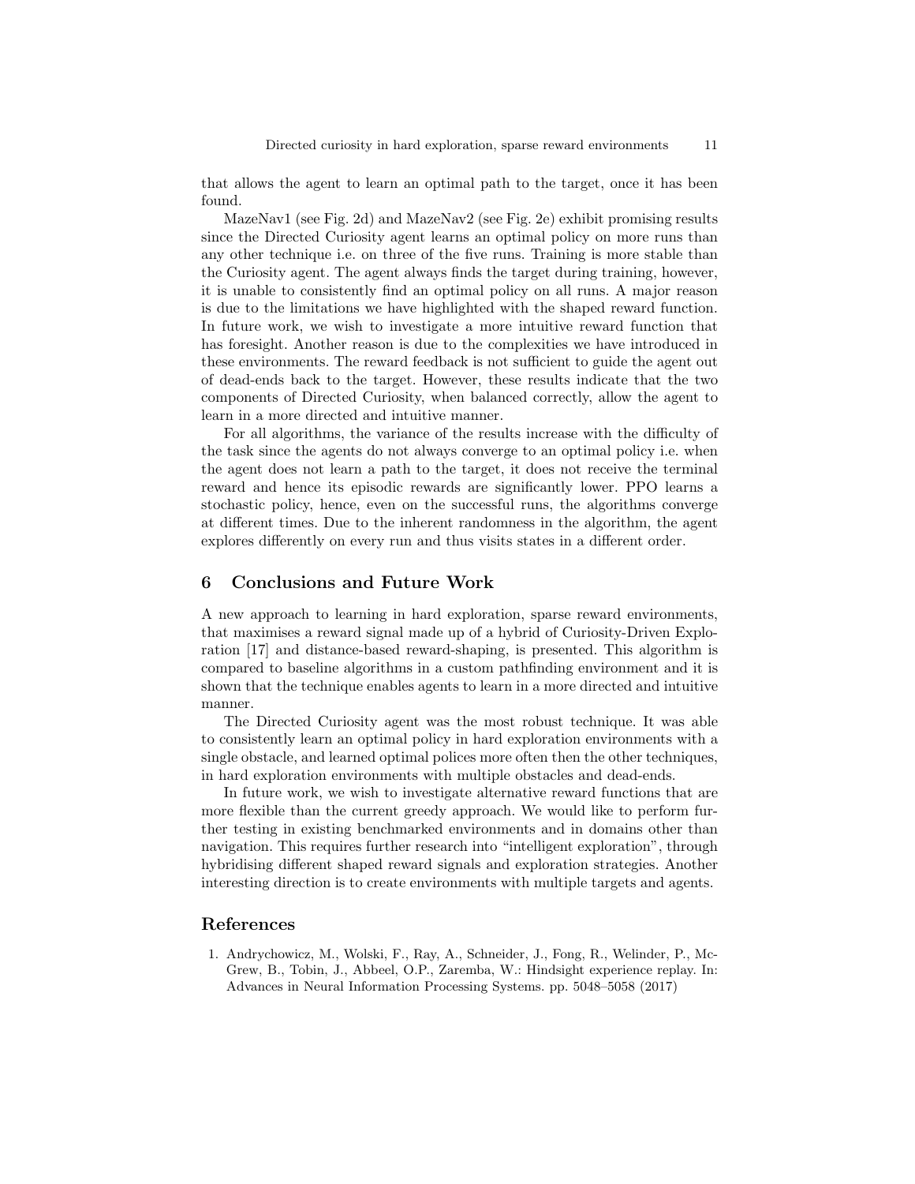that allows the agent to learn an optimal path to the target, once it has been found.

MazeNav1 (see Fig. 2d) and MazeNav2 (see Fig. 2e) exhibit promising results since the Directed Curiosity agent learns an optimal policy on more runs than any other technique i.e. on three of the five runs. Training is more stable than the Curiosity agent. The agent always finds the target during training, however, it is unable to consistently find an optimal policy on all runs. A major reason is due to the limitations we have highlighted with the shaped reward function. In future work, we wish to investigate a more intuitive reward function that has foresight. Another reason is due to the complexities we have introduced in these environments. The reward feedback is not sufficient to guide the agent out of dead-ends back to the target. However, these results indicate that the two components of Directed Curiosity, when balanced correctly, allow the agent to learn in a more directed and intuitive manner.

For all algorithms, the variance of the results increase with the difficulty of the task since the agents do not always converge to an optimal policy i.e. when the agent does not learn a path to the target, it does not receive the terminal reward and hence its episodic rewards are significantly lower. PPO learns a stochastic policy, hence, even on the successful runs, the algorithms converge at different times. Due to the inherent randomness in the algorithm, the agent explores differently on every run and thus visits states in a different order.

## 6 Conclusions and Future Work

A new approach to learning in hard exploration, sparse reward environments, that maximises a reward signal made up of a hybrid of Curiosity-Driven Exploration [17] and distance-based reward-shaping, is presented. This algorithm is compared to baseline algorithms in a custom pathfinding environment and it is shown that the technique enables agents to learn in a more directed and intuitive manner.

The Directed Curiosity agent was the most robust technique. It was able to consistently learn an optimal policy in hard exploration environments with a single obstacle, and learned optimal polices more often then the other techniques, in hard exploration environments with multiple obstacles and dead-ends.

In future work, we wish to investigate alternative reward functions that are more flexible than the current greedy approach. We would like to perform further testing in existing benchmarked environments and in domains other than navigation. This requires further research into "intelligent exploration", through hybridising different shaped reward signals and exploration strategies. Another interesting direction is to create environments with multiple targets and agents.

## References

1. Andrychowicz, M., Wolski, F., Ray, A., Schneider, J., Fong, R., Welinder, P., McGrew, B., Tobin, J., Abbeel, O.P., Zaremba, W.: Hindsight experience replay. In: Advances in Neural Information Processing Systems. pp. 5048–5058 (2017)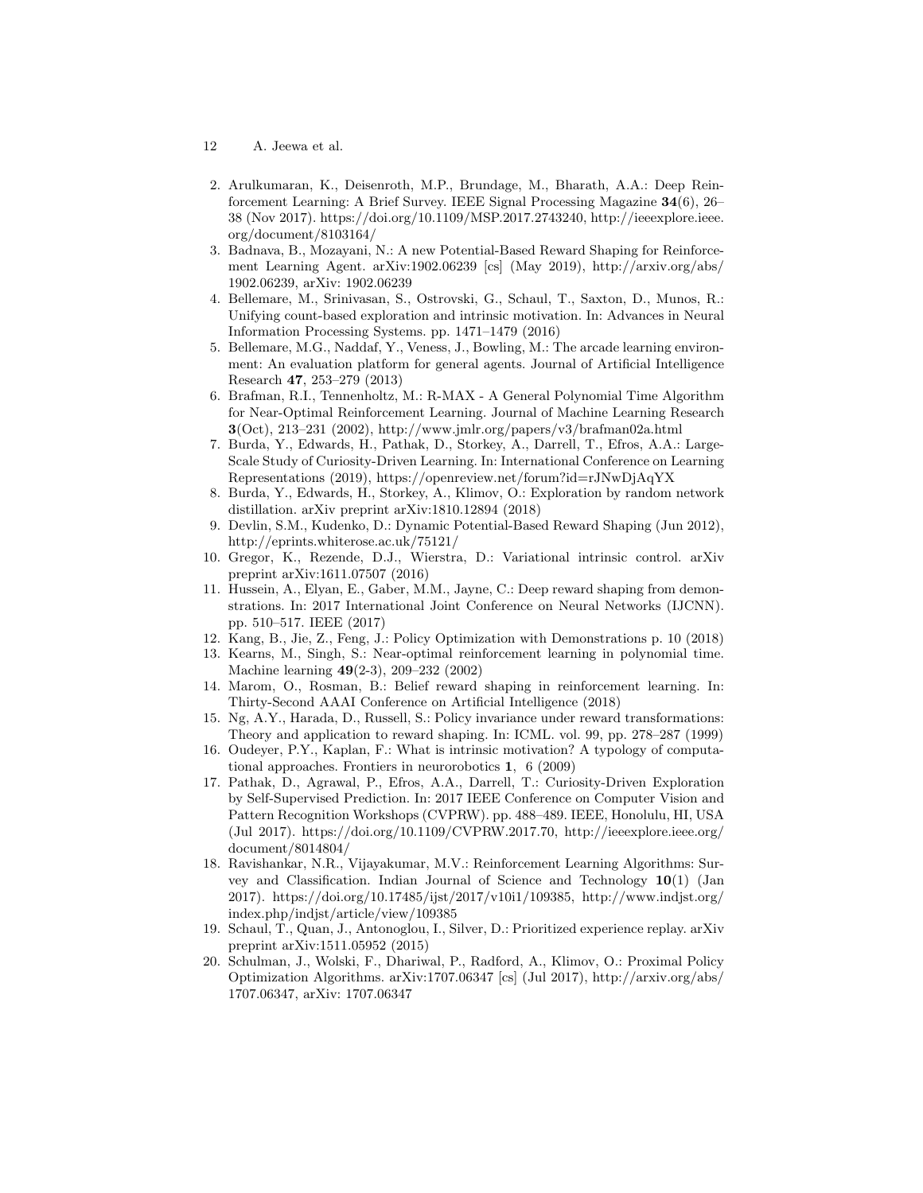2. Arulkumaran, K., Deisenroth, M.P., Brundage, M., Bharath, A.A.: Deep Reinforcement Learning: A Brief Survey. IEEE Signal Processing Magazine **34**(6), 26–38 (Nov 2017). https://doi.org/10.1109/MSP.2017.2743240, http://ieeexplore.ieee.org/document/8103164/
3. Badnava, B., Mozayani, N.: A new Potential-Based Reward Shaping for Reinforcement Learning Agent. arXiv:1902.06239 [cs] (May 2019), http://arxiv.org/abs/1902.06239, arXiv: 1902.06239
4. Bellemare, M., Srinivasan, S., Ostrovski, G., Schaul, T., Saxton, D., Munos, R.: Unifying count-based exploration and intrinsic motivation. In: Advances in Neural Information Processing Systems. pp. 1471–1479 (2016)
5. Bellemare, M.G., Naddaf, Y., Veness, J., Bowling, M.: The arcade learning environment: An evaluation platform for general agents. Journal of Artificial Intelligence Research **47**, 253–279 (2013)
6. Brafman, R.I., Tennenholtz, M.: R-MAX - A General Polynomial Time Algorithm for Near-Optimal Reinforcement Learning. Journal of Machine Learning Research **3**(Oct), 213–231 (2002), http://www.jmlr.org/papers/v3/brafman02a.html
7. Burda, Y., Edwards, H., Pathak, D., Storkey, A., Darrell, T., Efros, A.A.: Large-Scale Study of Curiosity-Driven Learning. In: International Conference on Learning Representations (2019), https://openreview.net/forum?id=rJNwDjAqYX
8. Burda, Y., Edwards, H., Storkey, A., Klimov, O.: Exploration by random network distillation. arXiv preprint arXiv:1810.12894 (2018)
9. Devlin, S.M., Kudenko, D.: Dynamic Potential-Based Reward Shaping (Jun 2012), http://eprints.whiterose.ac.uk/75121/
10. Gregor, K., Rezende, D.J., Wierstra, D.: Variational intrinsic control. arXiv preprint arXiv:1611.07507 (2016)
11. Hussein, A., Elyan, E., Gaber, M.M., Jayne, C.: Deep reward shaping from demonstrations. In: 2017 International Joint Conference on Neural Networks (IJCNN). pp. 510–517. IEEE (2017)
12. Kang, B., Jie, Z., Feng, J.: Policy Optimization with Demonstrations p. 10 (2018)
13. Kearns, M., Singh, S.: Near-optimal reinforcement learning in polynomial time. Machine learning **49**(2-3), 209–232 (2002)
14. Marom, O., Rosman, B.: Belief reward shaping in reinforcement learning. In: Thirty-Second AAAI Conference on Artificial Intelligence (2018)
15. Ng, A.Y., Harada, D., Russell, S.: Policy invariance under reward transformations: Theory and application to reward shaping. In: ICML. vol. 99, pp. 278–287 (1999)
16. Oudeyer, P.Y., Kaplan, F.: What is intrinsic motivation? A typology of computational approaches. Frontiers in neurorobotics **1**, 6 (2009)
17. Pathak, D., Agrawal, P., Efros, A.A., Darrell, T.: Curiosity-Driven Exploration by Self-Supervised Prediction. In: 2017 IEEE Conference on Computer Vision and Pattern Recognition Workshops (CVPRW). pp. 488–489. IEEE, Honolulu, HI, USA (Jul 2017). https://doi.org/10.1109/CVPRW.2017.70, http://ieeexplore.ieee.org/document/8014804/
18. Ravishankar, N.R., Vijayakumar, M.V.: Reinforcement Learning Algorithms: Survey and Classification. Indian Journal of Science and Technology **10**(1) (Jan 2017). https://doi.org/10.17485/ijst/2017/v10i1/109385, http://www.indjst.org/index.php/indjst/article/view/109385
19. Schaul, T., Quan, J., Antonoglou, I., Silver, D.: Prioritized experience replay. arXiv preprint arXiv:1511.05952 (2015)
20. Schulman, J., Wolski, F., Dhariwal, P., Radford, A., Klimov, O.: Proximal Policy Optimization Algorithms. arXiv:1707.06347 [cs] (Jul 2017), http://arxiv.org/abs/1707.06347, arXiv: 1707.06347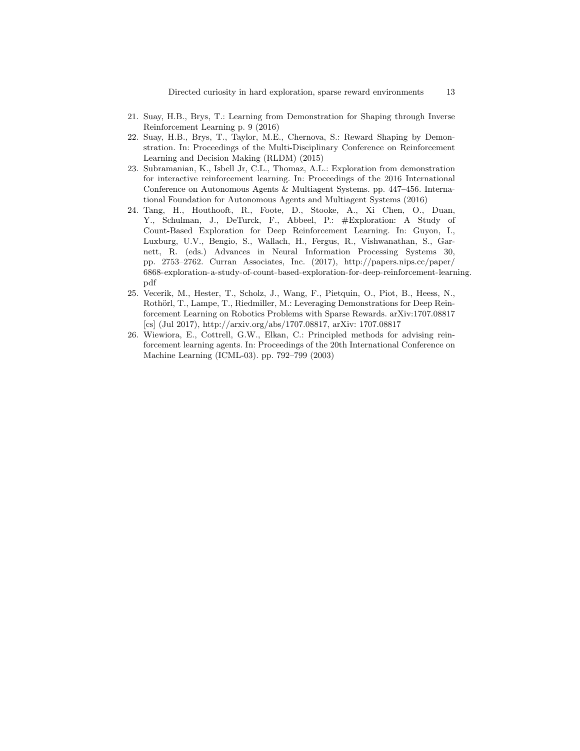21. Suay, H.B., Brys, T.: Learning from Demonstration for Shaping through Inverse Reinforcement Learning p. 9 (2016)
22. Suay, H.B., Brys, T., Taylor, M.E., Chernova, S.: Reward Shaping by Demonstration. In: Proceedings of the Multi-Disciplinary Conference on Reinforcement Learning and Decision Making (RLDM) (2015)
23. Subramanian, K., Isbell Jr, C.L., Thomaz, A.L.: Exploration from demonstration for interactive reinforcement learning. In: Proceedings of the 2016 International Conference on Autonomous Agents & Multiagent Systems. pp. 447–456. International Foundation for Autonomous Agents and Multiagent Systems (2016)
24. Tang, H., Houthooft, R., Foote, D., Stooke, A., Xi Chen, O., Duan, Y., Schulman, J., DeTurck, F., Abbeel, P.: #Exploration: A Study of Count-Based Exploration for Deep Reinforcement Learning. In: Guyon, I., Luxburg, U.V., Bengio, S., Wallach, H., Fergus, R., Vishwanathan, S., Garnett, R. (eds.) Advances in Neural Information Processing Systems 30, pp. 2753–2762. Curran Associates, Inc. (2017), http://papers.nips.cc/paper/6868-exploration-a-study-of-count-based-exploration-for-deep-reinforcement-learning.pdf
25. Vecerik, M., Hester, T., Scholz, J., Wang, F., Pietquin, O., Piot, B., Heess, N., Rothörl, T., Lampe, T., Riedmiller, M.: Leveraging Demonstrations for Deep Reinforcement Learning on Robotics Problems with Sparse Rewards. arXiv:1707.08817 [cs] (Jul 2017), http://arxiv.org/abs/1707.08817, arXiv: 1707.08817
26. Wiewiora, E., Cottrell, G.W., Elkan, C.: Principled methods for advising reinforcement learning agents. In: Proceedings of the 20th International Conference on Machine Learning (ICML-03). pp. 792–799 (2003)